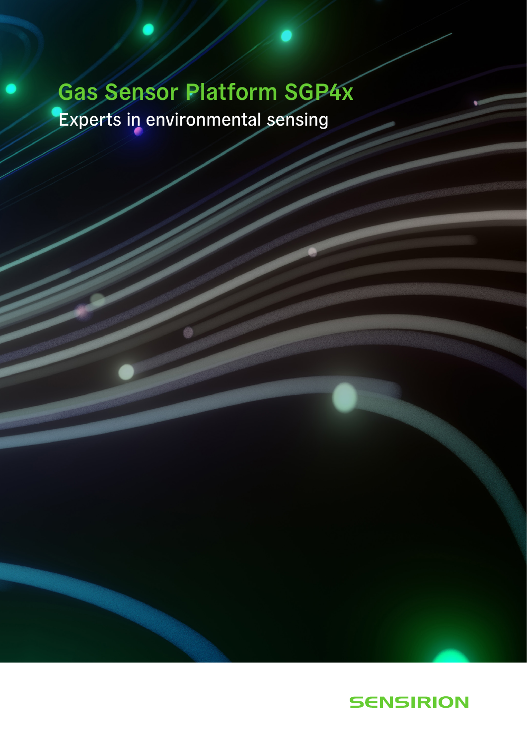# Gas Sensor Platform SGP4x

Experts in environmental sensing

SENSIRION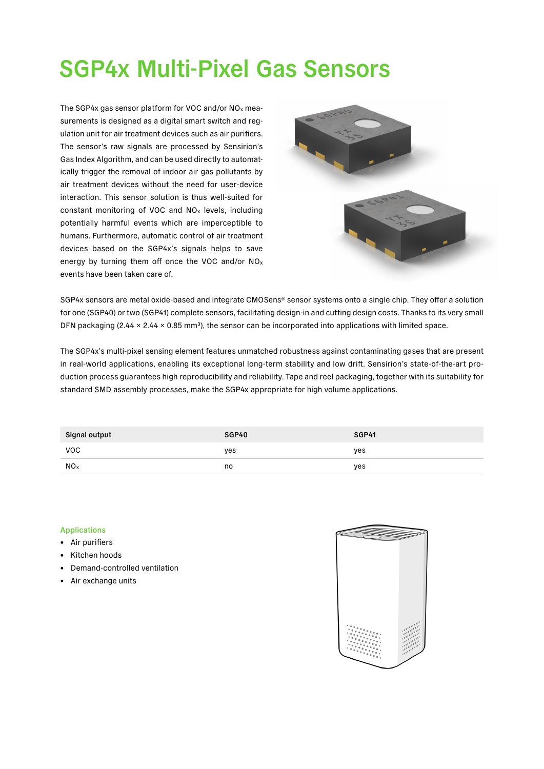# SGP4x Multi-Pixel Gas Sensors

The SGP4x gas sensor platform for VOC and/or $NO_x$ measurements is designed as a digital smart switch and regulation unit for air treatment devices such as air purifiers. The sensor's raw signals are processed by Sensirion's Gas Index Algorithm, and can be used directly to automatically trigger the removal of indoor air gas pollutants by air treatment devices without the need for user-device interaction. This sensor solution is thus well-suited for constant monitoring of VOC and $NO_x$ levels, including potentially harmful events which are imperceptible to humans. Furthermore, automatic control of air treatment devices based on the SGP4x's signals helps to save energy by turning them off once the VOC and/or $NO_x$ events have been taken care of.

SGP4x sensors are metal oxide-based and integrate CMOSens® sensor systems onto a single chip. They offer a solution for one (SGP40) or two (SGP41) complete sensors, facilitating design-in and cutting design costs. Thanks to its very small DFN packaging (2.44 × 2.44 × 0.85 mm³), the sensor can be incorporated into applications with limited space.

The SGP4x's multi-pixel sensing element features unmatched robustness against contaminating gases that are present in real-world applications, enabling its exceptional long-term stability and low drift. Sensirion's state-of-the-art production process guarantees high reproducibility and reliability. Tape and reel packaging, together with its suitability for standard SMD assembly processes, make the SGP4x appropriate for high volume applications.

| Signal output | SGP40 | SGP41 |
|---|---|---|
| VOC | yes | yes |
| $NO_x$ | no | yes |

### Applications

- Air purifiers
- Kitchen hoods
- Demand-controlled ventilation
- Air exchange units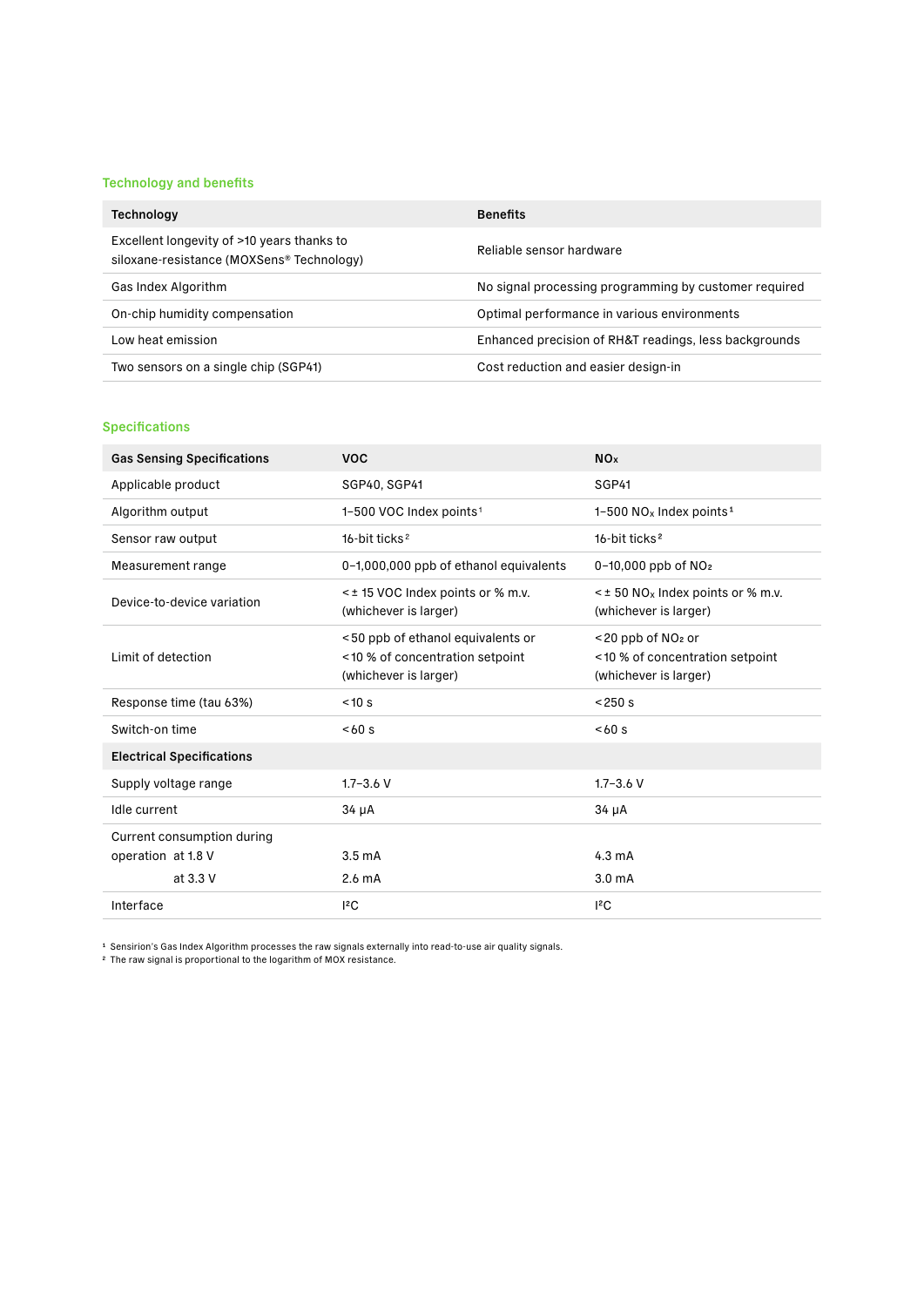## Technology and benefits

| Technology | Benefits |
|---|---|
| Excellent longevity of >10 years thanks to siloxane-resistance (MOXSens® Technology) | Reliable sensor hardware |
| Gas Index Algorithm | No signal processing programming by customer required |
| On-chip humidity compensation | Optimal performance in various environments |
| Low heat emission | Enhanced precision of RH&T readings, less backgrounds |
| Two sensors on a single chip (SGP41) | Cost reduction and easier design-in |

## Specifications

| Gas Sensing Specifications | VOC | $NO_x$ |
|---|---|---|
| Applicable product | SGP40, SGP41 | SGP41 |
| Algorithm output | 1–500 VOC Index points[1] | 1–500 $NO_x$ Index points[1] |
| Sensor raw output | 16-bit ticks[2] | 16-bit ticks[2] |
| Measurement range | 0–1,000,000 ppb of ethanol equivalents | 0–10,000 ppb of $NO_2$ |
| Device-to-device variation | < ± 15 VOC Index points or % m.v. (whichever is larger) | < ± 50 $NO_x$ Index points or % m.v. (whichever is larger) |
| Limit of detection | <50 ppb of ethanol equivalents or <10 % of concentration setpoint (whichever is larger) | <20 ppb of $NO_2$ or <10 % of concentration setpoint (whichever is larger) |
| Response time (tau 63%) | <10 s | <250 s |
| Switch-on time | <60 s | <60 s |
| **Electrical Specifications** | | |
| Supply voltage range | 1.7–3.6 V | 1.7–3.6 V |
| Idle current | 34 µA | 34 µA |
| Current consumption during operation at 1.8 V | 3.5 mA | 4.3 mA |
| at 3.3 V | 2.6 mA | 3.0 mA |
| Interface | I²C | I²C |

[1] Sensirion's Gas Index Algorithm processes the raw signals externally into read-to-use air quality signals.
[2] The raw signal is proportional to the logarithm of MOX resistance.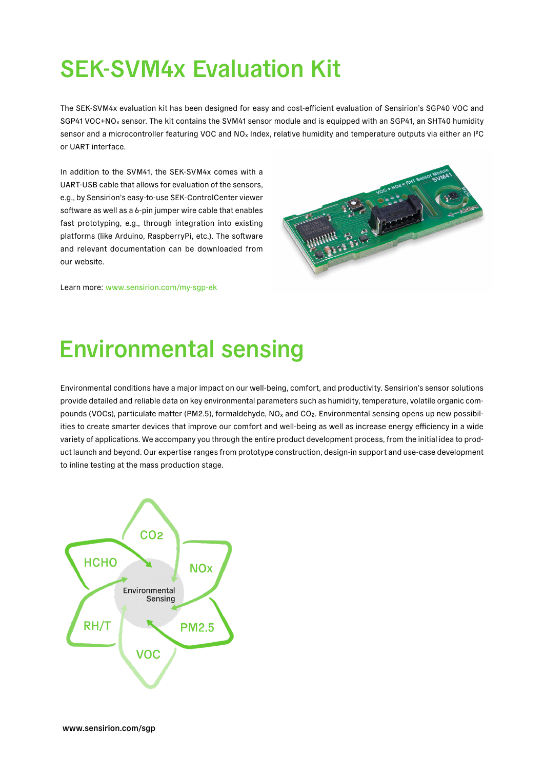# SEK-SVM4x Evaluation Kit

The SEK-SVM4x evaluation kit has been designed for easy and cost-efficient evaluation of Sensirion's SGP40 VOC and SGP41 VOC+$NO_x$ sensor. The kit contains the SVM41 sensor module and is equipped with an SGP41, an SHT40 humidity sensor and a microcontroller featuring VOC and $NO_x$ Index, relative humidity and temperature outputs via either an I²C or UART interface.

In addition to the SVM41, the SEK-SVM4x comes with a UART-USB cable that allows for evaluation of the sensors, e.g., by Sensirion's easy-to-use SEK-ControlCenter viewer software as well as a 6-pin jumper wire cable that enables fast prototyping, e.g., through integration into existing platforms (like Arduino, RaspberryPi, etc.). The software and relevant documentation can be downloaded from our website.

Learn more: www.sensirion.com/my-sgp-ek

# Environmental sensing

Environmental conditions have a major impact on our well-being, comfort, and productivity. Sensirion's sensor solutions provide detailed and reliable data on key environmental parameters such as humidity, temperature, volatile organic compounds (VOCs), particulate matter (PM2.5), formaldehyde, $NO_x$ and $CO_2$. Environmental sensing opens up new possibilities to create smarter devices that improve our comfort and well-being as well as increase energy efficiency in a wide variety of applications. We accompany you through the entire product development process, from the initial idea to product launch and beyond. Our expertise ranges from prototype construction, design-in support and use-case development to inline testing at the mass production stage.

CO2
HCHO
NOx
Environmental Sensing
RH/T
PM2.5
VOC

www.sensirion.com/sgp